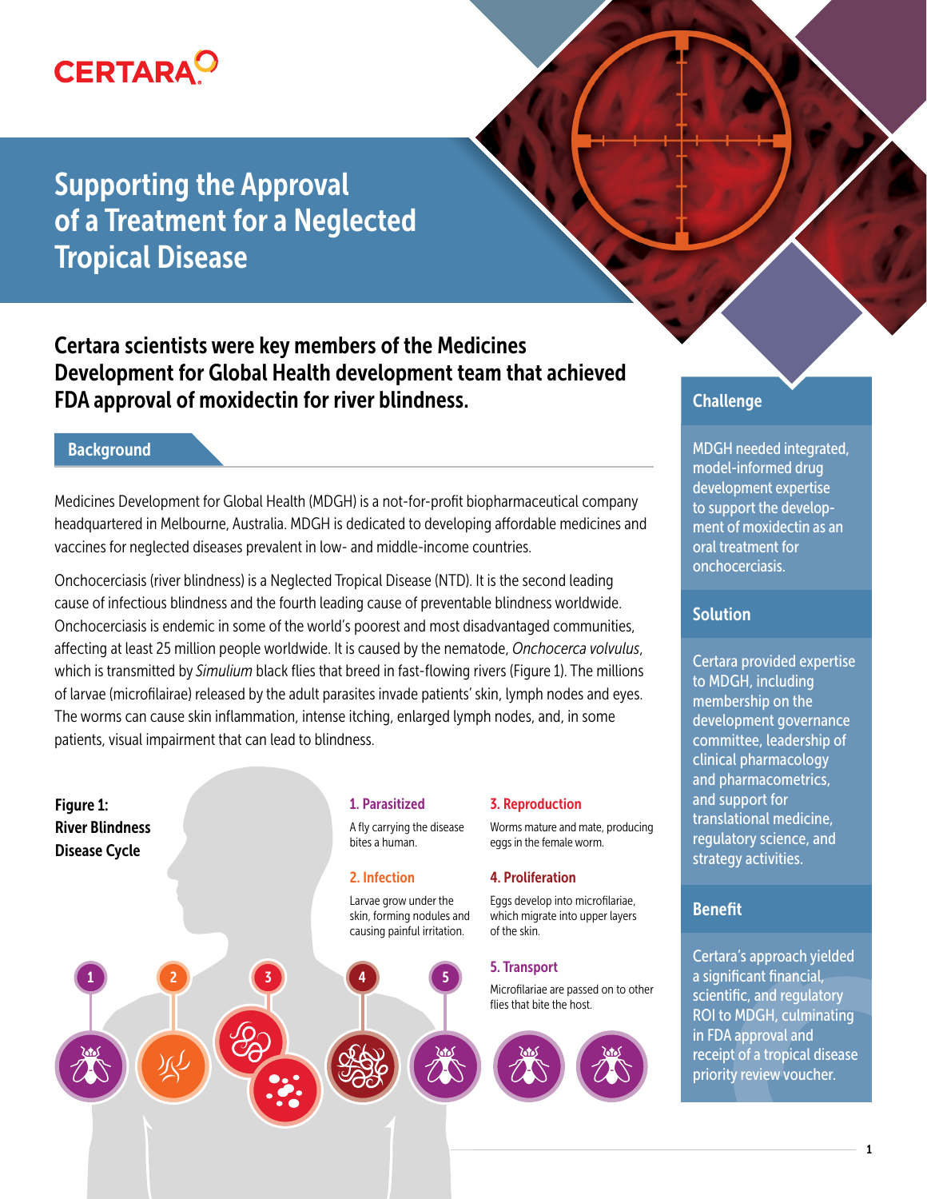# Supporting the Approval of a Treatment for a Neglected Tropical Disease

**Certara scientists were key members of the Medicines Development for Global Health development team that achieved FDA approval of moxidectin for river blindness.**

## Background

Medicines Development for Global Health (MDGH) is a not-for-profit biopharmaceutical company headquartered in Melbourne, Australia. MDGH is dedicated to developing affordable medicines and vaccines for neglected diseases prevalent in low- and middle-income countries.

Onchocerciasis (river blindness) is a Neglected Tropical Disease (NTD). It is the second leading cause of infectious blindness and the fourth leading cause of preventable blindness worldwide. Onchocerciasis is endemic in some of the world's poorest and most disadvantaged communities, affecting at least 25 million people worldwide. It is caused by the nematode, *Onchocerca volvulus*, which is transmitted by *Simulium* black flies that breed in fast-flowing rivers (Figure 1). The millions of larvae (microfilairae) released by the adult parasites invade patients' skin, lymph nodes and eyes. The worms can cause skin inflammation, intense itching, enlarged lymph nodes, and, in some patients, visual impairment that can lead to blindness.

**Figure 1: River Blindness Disease Cycle**

**1. Parasitized**
A fly carrying the disease bites a human.

**2. Infection**
Larvae grow under the skin, forming nodules and causing painful irritation.

**3. Reproduction**
Worms mature and mate, producing eggs in the female worm.

**4. Proliferation**
Eggs develop into microfilariae, which migrate into upper layers of the skin.

**5. Transport**
Microfilariae are passed on to other flies that bite the host.

## Challenge

MDGH needed integrated, model-informed drug development expertise to support the development of moxidectin as an oral treatment for onchocerciasis.

## Solution

Certara provided expertise to MDGH, including membership on the development governance committee, leadership of clinical pharmacology and pharmacometrics, and support for translational medicine, regulatory science, and strategy activities.

## Benefit

Certara's approach yielded a significant financial, scientific, and regulatory ROI to MDGH, culminating in FDA approval and receipt of a tropical disease priority review voucher.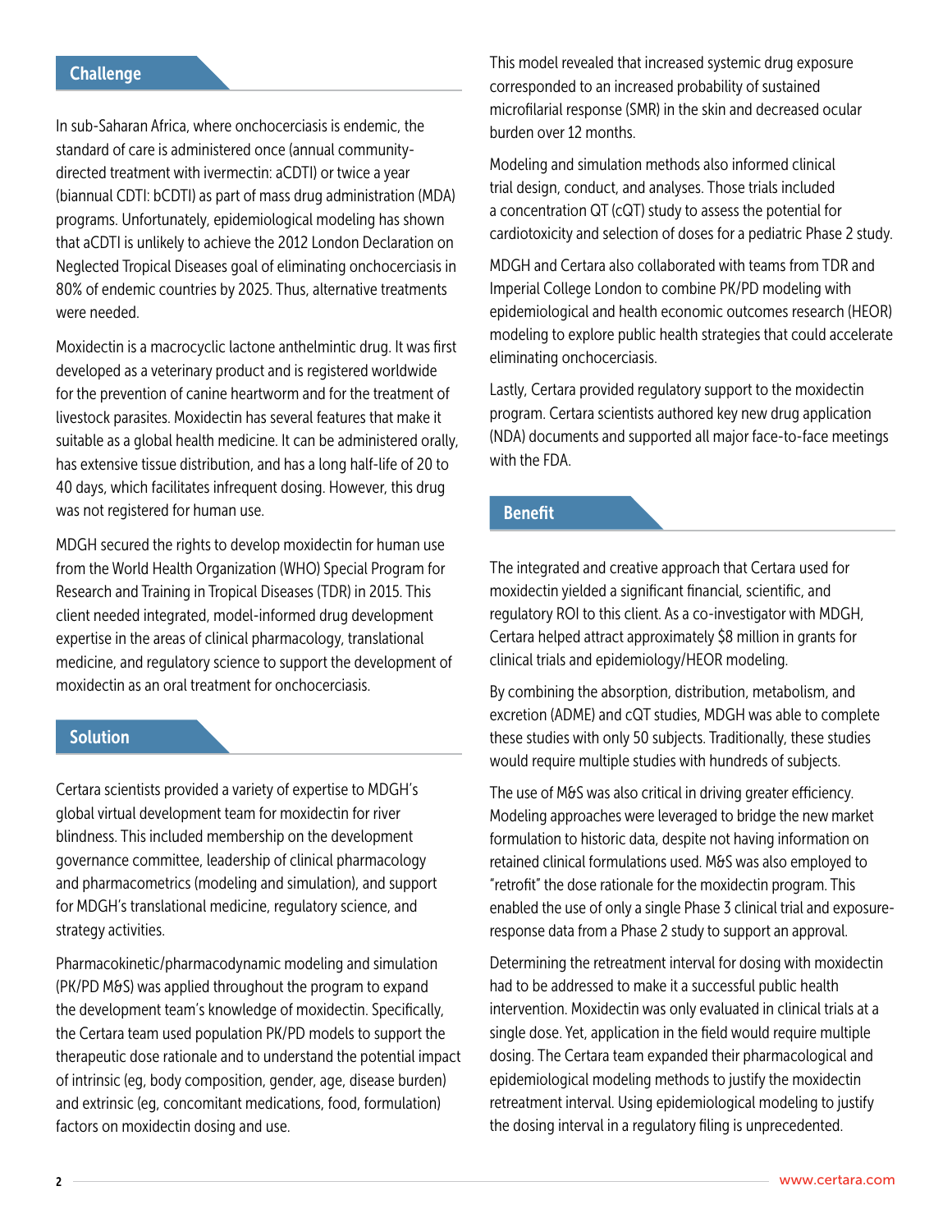## Challenge

In sub-Saharan Africa, where onchocerciasis is endemic, the standard of care is administered once (annual community-directed treatment with ivermectin: aCDTI) or twice a year (biannual CDTI: bCDTI) as part of mass drug administration (MDA) programs. Unfortunately, epidemiological modeling has shown that aCDTI is unlikely to achieve the 2012 London Declaration on Neglected Tropical Diseases goal of eliminating onchocerciasis in 80% of endemic countries by 2025. Thus, alternative treatments were needed.

Moxidectin is a macrocyclic lactone anthelmintic drug. It was first developed as a veterinary product and is registered worldwide for the prevention of canine heartworm and for the treatment of livestock parasites. Moxidectin has several features that make it suitable as a global health medicine. It can be administered orally, has extensive tissue distribution, and has a long half-life of 20 to 40 days, which facilitates infrequent dosing. However, this drug was not registered for human use.

MDGH secured the rights to develop moxidectin for human use from the World Health Organization (WHO) Special Program for Research and Training in Tropical Diseases (TDR) in 2015. This client needed integrated, model-informed drug development expertise in the areas of clinical pharmacology, translational medicine, and regulatory science to support the development of moxidectin as an oral treatment for onchocerciasis.

## Solution

Certara scientists provided a variety of expertise to MDGH's global virtual development team for moxidectin for river blindness. This included membership on the development governance committee, leadership of clinical pharmacology and pharmacometrics (modeling and simulation), and support for MDGH's translational medicine, regulatory science, and strategy activities.

Pharmacokinetic/pharmacodynamic modeling and simulation (PK/PD M&S) was applied throughout the program to expand the development team's knowledge of moxidectin. Specifically, the Certara team used population PK/PD models to support the therapeutic dose rationale and to understand the potential impact of intrinsic (eg, body composition, gender, age, disease burden) and extrinsic (eg, concomitant medications, food, formulation) factors on moxidectin dosing and use.

This model revealed that increased systemic drug exposure corresponded to an increased probability of sustained microfilarial response (SMR) in the skin and decreased ocular burden over 12 months.

Modeling and simulation methods also informed clinical trial design, conduct, and analyses. Those trials included a concentration QT (cQT) study to assess the potential for cardiotoxicity and selection of doses for a pediatric Phase 2 study.

MDGH and Certara also collaborated with teams from TDR and Imperial College London to combine PK/PD modeling with epidemiological and health economic outcomes research (HEOR) modeling to explore public health strategies that could accelerate eliminating onchocerciasis.

Lastly, Certara provided regulatory support to the moxidectin program. Certara scientists authored key new drug application (NDA) documents and supported all major face-to-face meetings with the FDA.

## Benefit

The integrated and creative approach that Certara used for moxidectin yielded a significant financial, scientific, and regulatory ROI to this client. As a co-investigator with MDGH, Certara helped attract approximately $8 million in grants for clinical trials and epidemiology/HEOR modeling.

By combining the absorption, distribution, metabolism, and excretion (ADME) and cQT studies, MDGH was able to complete these studies with only 50 subjects. Traditionally, these studies would require multiple studies with hundreds of subjects.

The use of M&S was also critical in driving greater efficiency. Modeling approaches were leveraged to bridge the new market formulation to historic data, despite not having information on retained clinical formulations used. M&S was also employed to "retrofit" the dose rationale for the moxidectin program. This enabled the use of only a single Phase 3 clinical trial and exposure-response data from a Phase 2 study to support an approval.

Determining the retreatment interval for dosing with moxidectin had to be addressed to make it a successful public health intervention. Moxidectin was only evaluated in clinical trials at a single dose. Yet, application in the field would require multiple dosing. The Certara team expanded their pharmacological and epidemiological modeling methods to justify the moxidectin retreatment interval. Using epidemiological modeling to justify the dosing interval in a regulatory filing is unprecedented.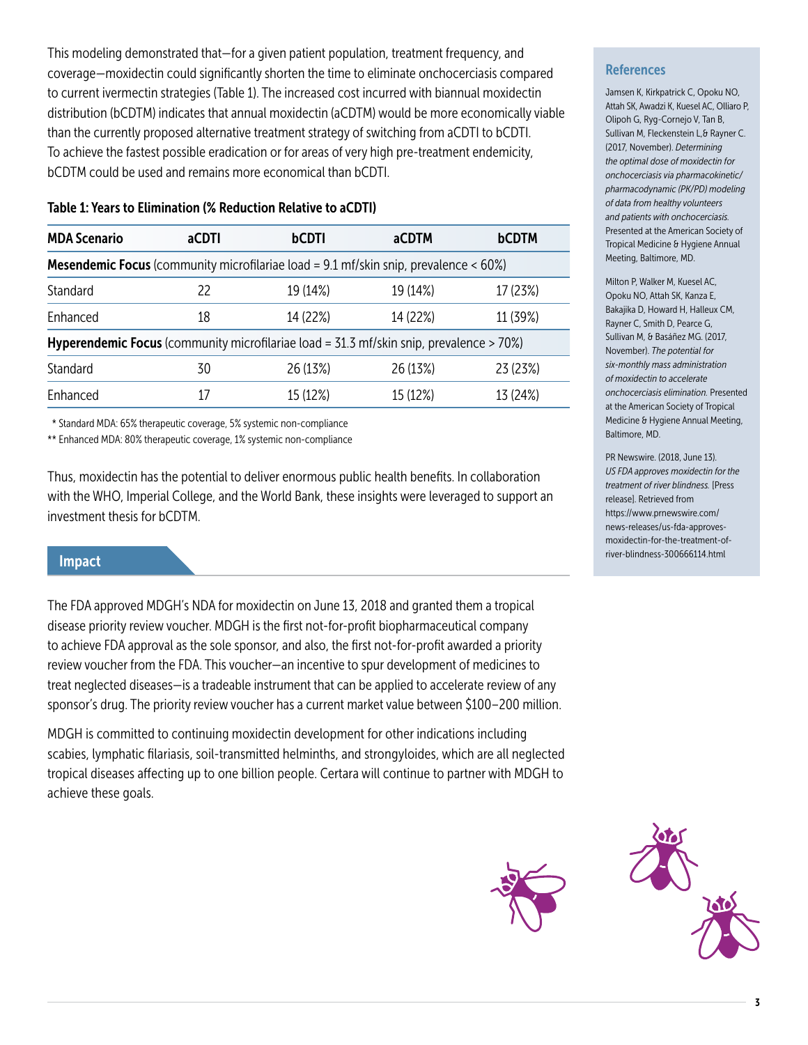This modeling demonstrated that—for a given patient population, treatment frequency, and coverage—moxidectin could significantly shorten the time to eliminate onchocerciasis compared to current ivermectin strategies (Table 1). The increased cost incurred with biannual moxidectin distribution (bCDTM) indicates that annual moxidectin (aCDTM) would be more economically viable than the currently proposed alternative treatment strategy of switching from aCDTI to bCDTI. To achieve the fastest possible eradication or for areas of very high pre-treatment endemicity, bCDTM could be used and remains more economical than bCDTI.

**Table 1: Years to Elimination (% Reduction Relative to aCDTI)**

| MDA Scenario | aCDTI | bCDTI | aCDTM | bCDTM |
|---|---|---|---|---|
| **Mesendemic Focus** (community microfilariae load = 9.1 mf/skin snip, prevalence < 60%) | | | | |
| Standard | 22 | 19 (14%) | 19 (14%) | 17 (23%) |
| Enhanced | 18 | 14 (22%) | 14 (22%) | 11 (39%) |
| **Hyperendemic Focus** (community microfilariae load = 31.3 mf/skin snip, prevalence > 70%) | | | | |
| Standard | 30 | 26 (13%) | 26 (13%) | 23 (23%) |
| Enhanced | 17 | 15 (12%) | 15 (12%) | 13 (24%) |

\* Standard MDA: 65% therapeutic coverage, 5% systemic non-compliance

\*\* Enhanced MDA: 80% therapeutic coverage, 1% systemic non-compliance

Thus, moxidectin has the potential to deliver enormous public health benefits. In collaboration with the WHO, Imperial College, and the World Bank, these insights were leveraged to support an investment thesis for bCDTM.

## Impact

The FDA approved MDGH's NDA for moxidectin on June 13, 2018 and granted them a tropical disease priority review voucher. MDGH is the first not-for-profit biopharmaceutical company to achieve FDA approval as the sole sponsor, and also, the first not-for-profit awarded a priority review voucher from the FDA. This voucher—an incentive to spur development of medicines to treat neglected diseases—is a tradeable instrument that can be applied to accelerate review of any sponsor's drug. The priority review voucher has a current market value between $100–200 million.

MDGH is committed to continuing moxidectin development for other indications including scabies, lymphatic filariasis, soil-transmitted helminths, and strongyloides, which are all neglected tropical diseases affecting up to one billion people. Certara will continue to partner with MDGH to achieve these goals.

### References

Jamsen K, Kirkpatrick C, Opoku NO, Attah SK, Awadzi K, Kuesel AC, Olliaro P, Olipoh G, Ryg-Cornejo V, Tan B, Sullivan M, Fleckenstein L,& Rayner C. (2017, November). *Determining the optimal dose of moxidectin for onchocerciasis via pharmacokinetic/pharmacodynamic (PK/PD) modeling of data from healthy volunteers and patients with onchocerciasis.* Presented at the American Society of Tropical Medicine & Hygiene Annual Meeting, Baltimore, MD.

Milton P, Walker M, Kuesel AC, Opoku NO, Attah SK, Kanza E, Bakajika D, Howard H, Halleux CM, Rayner C, Smith D, Pearce G, Sullivan M, & Basáñez MG. (2017, November). *The potential for six-monthly mass administration of moxidectin to accelerate onchocerciasis elimination.* Presented at the American Society of Tropical Medicine & Hygiene Annual Meeting, Baltimore, MD.

PR Newswire. (2018, June 13). *US FDA approves moxidectin for the treatment of river blindness.* [Press release]. Retrieved from https://www.prnewswire.com/news-releases/us-fda-approves-moxidectin-for-the-treatment-of-river-blindness-300666114.html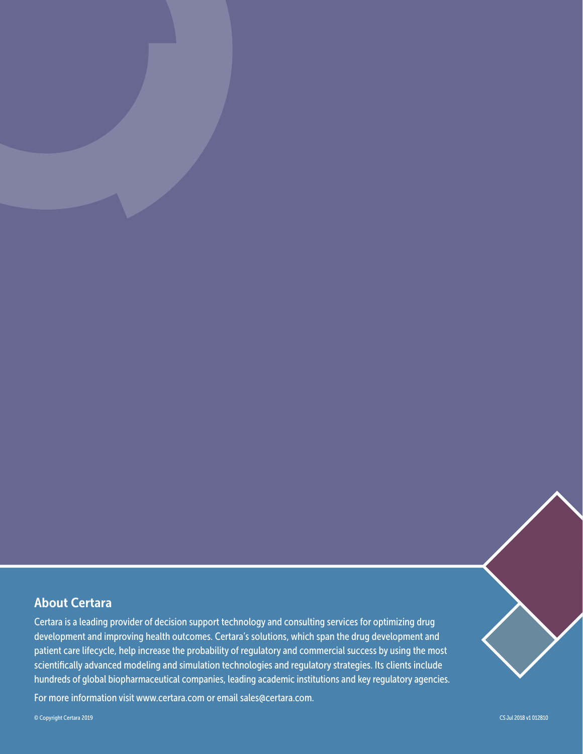## About Certara

Certara is a leading provider of decision support technology and consulting services for optimizing drug development and improving health outcomes. Certara's solutions, which span the drug development and patient care lifecycle, help increase the probability of regulatory and commercial success by using the most scientifically advanced modeling and simulation technologies and regulatory strategies. Its clients include hundreds of global biopharmaceutical companies, leading academic institutions and key regulatory agencies.

For more information visit www.certara.com or email sales@certara.com.

© Copyright Certara 2019

CS Jul 2018 v1 012810